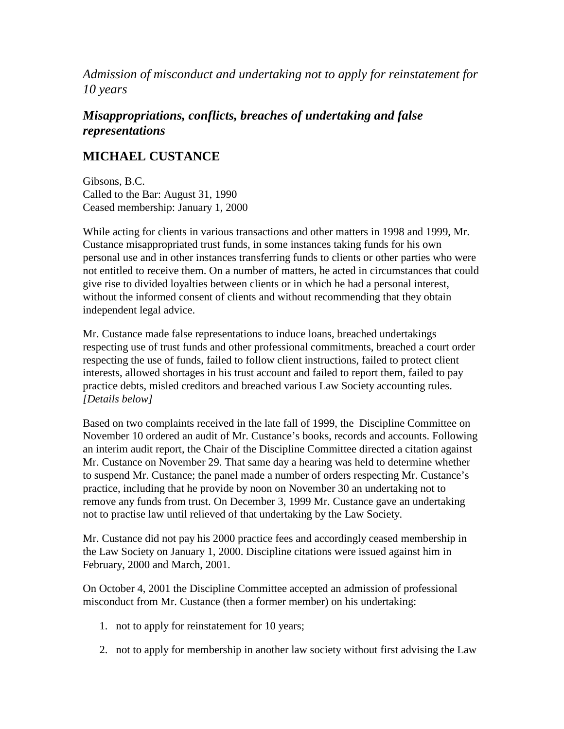*Admission of misconduct and undertaking not to apply for reinstatement for 10 years*

## *Misappropriations, conflicts, breaches of undertaking and false representations*

## MICHAEL CUSTANCE

Gibsons, B.C.
Called to the Bar: August 31, 1990
Ceased membership: January 1, 2000

While acting for clients in various transactions and other matters in 1998 and 1999, Mr. Custance misappropriated trust funds, in some instances taking funds for his own personal use and in other instances transferring funds to clients or other parties who were not entitled to receive them. On a number of matters, he acted in circumstances that could give rise to divided loyalties between clients or in which he had a personal interest, without the informed consent of clients and without recommending that they obtain independent legal advice.

Mr. Custance made false representations to induce loans, breached undertakings respecting use of trust funds and other professional commitments, breached a court order respecting the use of funds, failed to follow client instructions, failed to protect client interests, allowed shortages in his trust account and failed to report them, failed to pay practice debts, misled creditors and breached various Law Society accounting rules. *[Details below]*

Based on two complaints received in the late fall of 1999, the Discipline Committee on November 10 ordered an audit of Mr. Custance's books, records and accounts. Following an interim audit report, the Chair of the Discipline Committee directed a citation against Mr. Custance on November 29. That same day a hearing was held to determine whether to suspend Mr. Custance; the panel made a number of orders respecting Mr. Custance's practice, including that he provide by noon on November 30 an undertaking not to remove any funds from trust. On December 3, 1999 Mr. Custance gave an undertaking not to practise law until relieved of that undertaking by the Law Society.

Mr. Custance did not pay his 2000 practice fees and accordingly ceased membership in the Law Society on January 1, 2000. Discipline citations were issued against him in February, 2000 and March, 2001.

On October 4, 2001 the Discipline Committee accepted an admission of professional misconduct from Mr. Custance (then a former member) on his undertaking:

1. not to apply for reinstatement for 10 years;
2. not to apply for membership in another law society without first advising the Law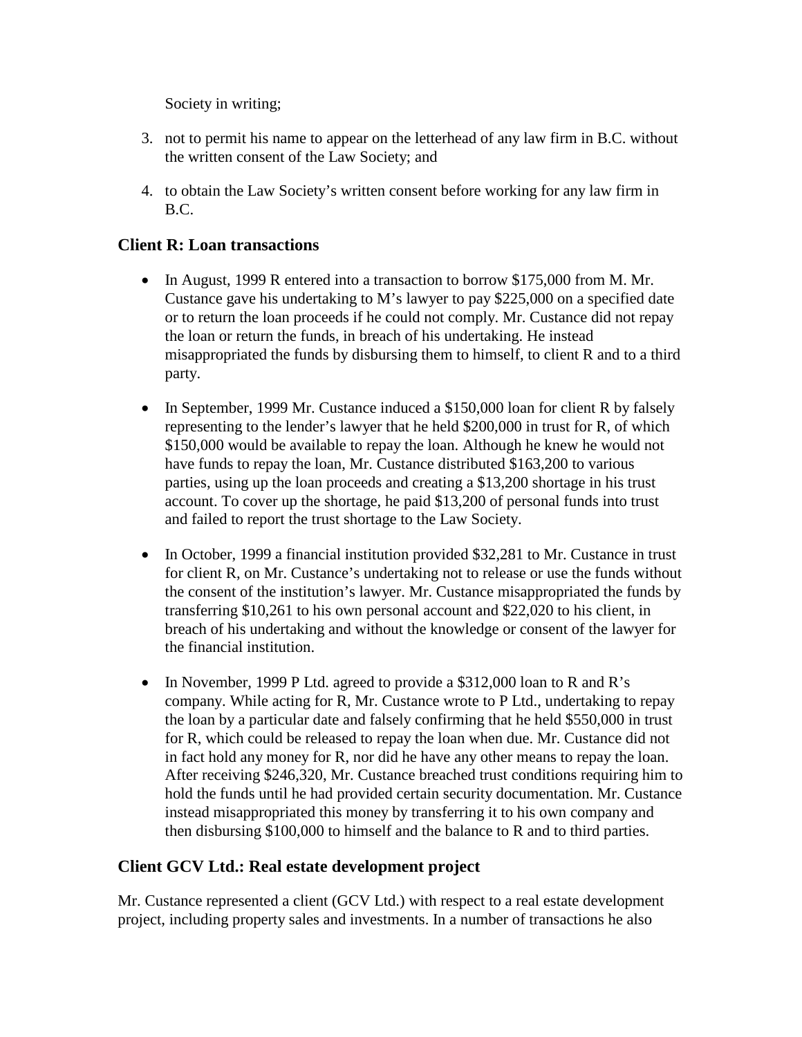Society in writing;

3. not to permit his name to appear on the letterhead of any law firm in B.C. without the written consent of the Law Society; and
4. to obtain the Law Society's written consent before working for any law firm in B.C.

## Client R: Loan transactions

- In August, 1999 R entered into a transaction to borrow $175,000 from M. Mr. Custance gave his undertaking to M's lawyer to pay $225,000 on a specified date or to return the loan proceeds if he could not comply. Mr. Custance did not repay the loan or return the funds, in breach of his undertaking. He instead misappropriated the funds by disbursing them to himself, to client R and to a third party.
- In September, 1999 Mr. Custance induced a $150,000 loan for client R by falsely representing to the lender's lawyer that he held $200,000 in trust for R, of which $150,000 would be available to repay the loan. Although he knew he would not have funds to repay the loan, Mr. Custance distributed $163,200 to various parties, using up the loan proceeds and creating a $13,200 shortage in his trust account. To cover up the shortage, he paid $13,200 of personal funds into trust and failed to report the trust shortage to the Law Society.
- In October, 1999 a financial institution provided $32,281 to Mr. Custance in trust for client R, on Mr. Custance's undertaking not to release or use the funds without the consent of the institution's lawyer. Mr. Custance misappropriated the funds by transferring $10,261 to his own personal account and $22,020 to his client, in breach of his undertaking and without the knowledge or consent of the lawyer for the financial institution.
- In November, 1999 P Ltd. agreed to provide a $312,000 loan to R and R's company. While acting for R, Mr. Custance wrote to P Ltd., undertaking to repay the loan by a particular date and falsely confirming that he held $550,000 in trust for R, which could be released to repay the loan when due. Mr. Custance did not in fact hold any money for R, nor did he have any other means to repay the loan. After receiving $246,320, Mr. Custance breached trust conditions requiring him to hold the funds until he had provided certain security documentation. Mr. Custance instead misappropriated this money by transferring it to his own company and then disbursing $100,000 to himself and the balance to R and to third parties.

## Client GCV Ltd.: Real estate development project

Mr. Custance represented a client (GCV Ltd.) with respect to a real estate development project, including property sales and investments. In a number of transactions he also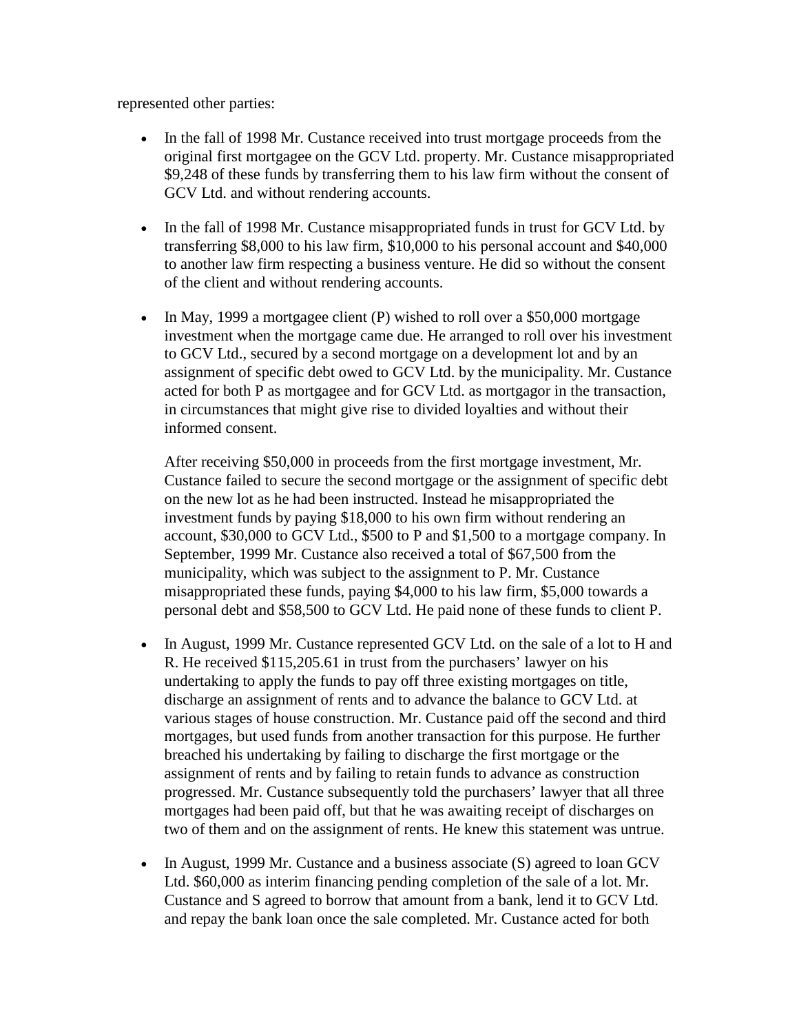represented other parties:

- In the fall of 1998 Mr. Custance received into trust mortgage proceeds from the original first mortgagee on the GCV Ltd. property. Mr. Custance misappropriated $9,248 of these funds by transferring them to his law firm without the consent of GCV Ltd. and without rendering accounts.

- In the fall of 1998 Mr. Custance misappropriated funds in trust for GCV Ltd. by transferring $8,000 to his law firm, $10,000 to his personal account and $40,000 to another law firm respecting a business venture. He did so without the consent of the client and without rendering accounts.

- In May, 1999 a mortgagee client (P) wished to roll over a $50,000 mortgage investment when the mortgage came due. He arranged to roll over his investment to GCV Ltd., secured by a second mortgage on a development lot and by an assignment of specific debt owed to GCV Ltd. by the municipality. Mr. Custance acted for both P as mortgagee and for GCV Ltd. as mortgagor in the transaction, in circumstances that might give rise to divided loyalties and without their informed consent.

  After receiving $50,000 in proceeds from the first mortgage investment, Mr. Custance failed to secure the second mortgage or the assignment of specific debt on the new lot as he had been instructed. Instead he misappropriated the investment funds by paying $18,000 to his own firm without rendering an account, $30,000 to GCV Ltd., $500 to P and $1,500 to a mortgage company. In September, 1999 Mr. Custance also received a total of $67,500 from the municipality, which was subject to the assignment to P. Mr. Custance misappropriated these funds, paying $4,000 to his law firm, $5,000 towards a personal debt and $58,500 to GCV Ltd. He paid none of these funds to client P.

- In August, 1999 Mr. Custance represented GCV Ltd. on the sale of a lot to H and R. He received $115,205.61 in trust from the purchasers' lawyer on his undertaking to apply the funds to pay off three existing mortgages on title, discharge an assignment of rents and to advance the balance to GCV Ltd. at various stages of house construction. Mr. Custance paid off the second and third mortgages, but used funds from another transaction for this purpose. He further breached his undertaking by failing to discharge the first mortgage or the assignment of rents and by failing to retain funds to advance as construction progressed. Mr. Custance subsequently told the purchasers' lawyer that all three mortgages had been paid off, but that he was awaiting receipt of discharges on two of them and on the assignment of rents. He knew this statement was untrue.

- In August, 1999 Mr. Custance and a business associate (S) agreed to loan GCV Ltd. $60,000 as interim financing pending completion of the sale of a lot. Mr. Custance and S agreed to borrow that amount from a bank, lend it to GCV Ltd. and repay the bank loan once the sale completed. Mr. Custance acted for both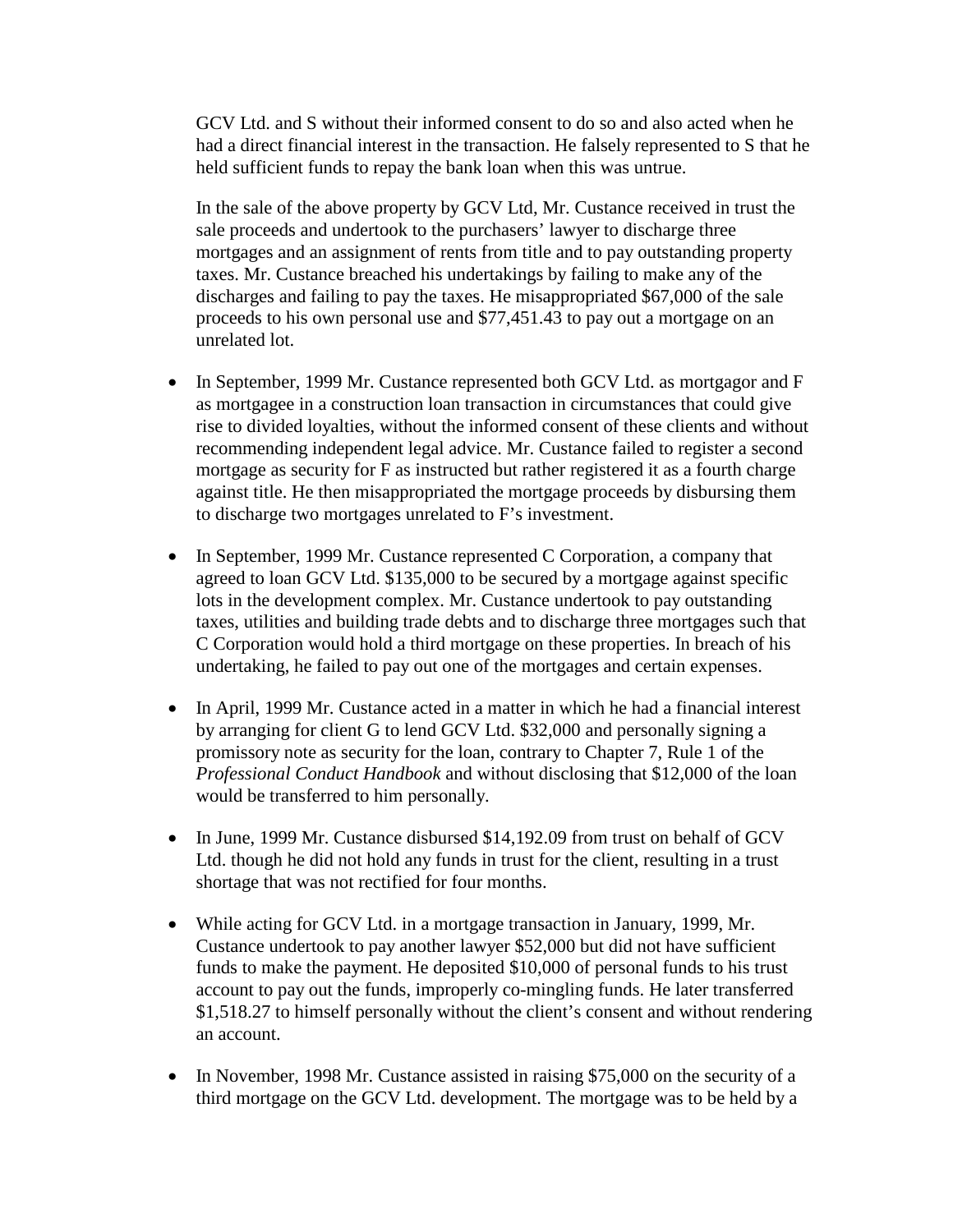GCV Ltd. and S without their informed consent to do so and also acted when he had a direct financial interest in the transaction. He falsely represented to S that he held sufficient funds to repay the bank loan when this was untrue.

In the sale of the above property by GCV Ltd, Mr. Custance received in trust the sale proceeds and undertook to the purchasers' lawyer to discharge three mortgages and an assignment of rents from title and to pay outstanding property taxes. Mr. Custance breached his undertakings by failing to make any of the discharges and failing to pay the taxes. He misappropriated $67,000 of the sale proceeds to his own personal use and $77,451.43 to pay out a mortgage on an unrelated lot.

- In September, 1999 Mr. Custance represented both GCV Ltd. as mortgagor and F as mortgagee in a construction loan transaction in circumstances that could give rise to divided loyalties, without the informed consent of these clients and without recommending independent legal advice. Mr. Custance failed to register a second mortgage as security for F as instructed but rather registered it as a fourth charge against title. He then misappropriated the mortgage proceeds by disbursing them to discharge two mortgages unrelated to F's investment.

- In September, 1999 Mr. Custance represented C Corporation, a company that agreed to loan GCV Ltd. $135,000 to be secured by a mortgage against specific lots in the development complex. Mr. Custance undertook to pay outstanding taxes, utilities and building trade debts and to discharge three mortgages such that C Corporation would hold a third mortgage on these properties. In breach of his undertaking, he failed to pay out one of the mortgages and certain expenses.

- In April, 1999 Mr. Custance acted in a matter in which he had a financial interest by arranging for client G to lend GCV Ltd. $32,000 and personally signing a promissory note as security for the loan, contrary to Chapter 7, Rule 1 of the *Professional Conduct Handbook* and without disclosing that $12,000 of the loan would be transferred to him personally.

- In June, 1999 Mr. Custance disbursed $14,192.09 from trust on behalf of GCV Ltd. though he did not hold any funds in trust for the client, resulting in a trust shortage that was not rectified for four months.

- While acting for GCV Ltd. in a mortgage transaction in January, 1999, Mr. Custance undertook to pay another lawyer $52,000 but did not have sufficient funds to make the payment. He deposited $10,000 of personal funds to his trust account to pay out the funds, improperly co-mingling funds. He later transferred $1,518.27 to himself personally without the client's consent and without rendering an account.

- In November, 1998 Mr. Custance assisted in raising $75,000 on the security of a third mortgage on the GCV Ltd. development. The mortgage was to be held by a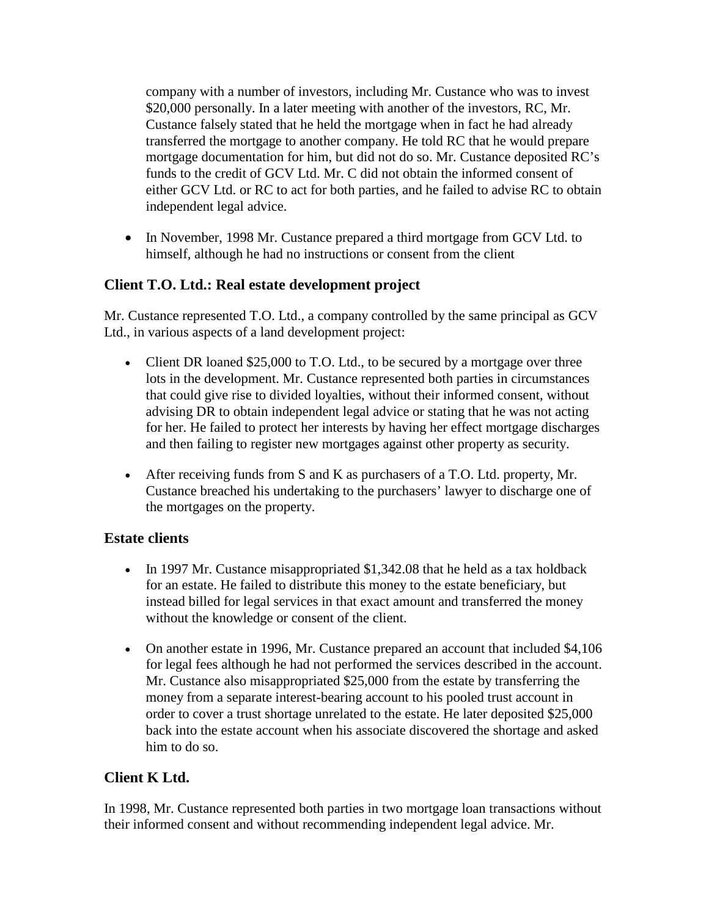company with a number of investors, including Mr. Custance who was to invest $20,000 personally. In a later meeting with another of the investors, RC, Mr. Custance falsely stated that he held the mortgage when in fact he had already transferred the mortgage to another company. He told RC that he would prepare mortgage documentation for him, but did not do so. Mr. Custance deposited RC's funds to the credit of GCV Ltd. Mr. C did not obtain the informed consent of either GCV Ltd. or RC to act for both parties, and he failed to advise RC to obtain independent legal advice.

- In November, 1998 Mr. Custance prepared a third mortgage from GCV Ltd. to himself, although he had no instructions or consent from the client

### Client T.O. Ltd.: Real estate development project

Mr. Custance represented T.O. Ltd., a company controlled by the same principal as GCV Ltd., in various aspects of a land development project:

- Client DR loaned $25,000 to T.O. Ltd., to be secured by a mortgage over three lots in the development. Mr. Custance represented both parties in circumstances that could give rise to divided loyalties, without their informed consent, without advising DR to obtain independent legal advice or stating that he was not acting for her. He failed to protect her interests by having her effect mortgage discharges and then failing to register new mortgages against other property as security.

- After receiving funds from S and K as purchasers of a T.O. Ltd. property, Mr. Custance breached his undertaking to the purchasers' lawyer to discharge one of the mortgages on the property.

### Estate clients

- In 1997 Mr. Custance misappropriated $1,342.08 that he held as a tax holdback for an estate. He failed to distribute this money to the estate beneficiary, but instead billed for legal services in that exact amount and transferred the money without the knowledge or consent of the client.

- On another estate in 1996, Mr. Custance prepared an account that included $4,106 for legal fees although he had not performed the services described in the account. Mr. Custance also misappropriated $25,000 from the estate by transferring the money from a separate interest-bearing account to his pooled trust account in order to cover a trust shortage unrelated to the estate. He later deposited $25,000 back into the estate account when his associate discovered the shortage and asked him to do so.

### Client K Ltd.

In 1998, Mr. Custance represented both parties in two mortgage loan transactions without their informed consent and without recommending independent legal advice. Mr.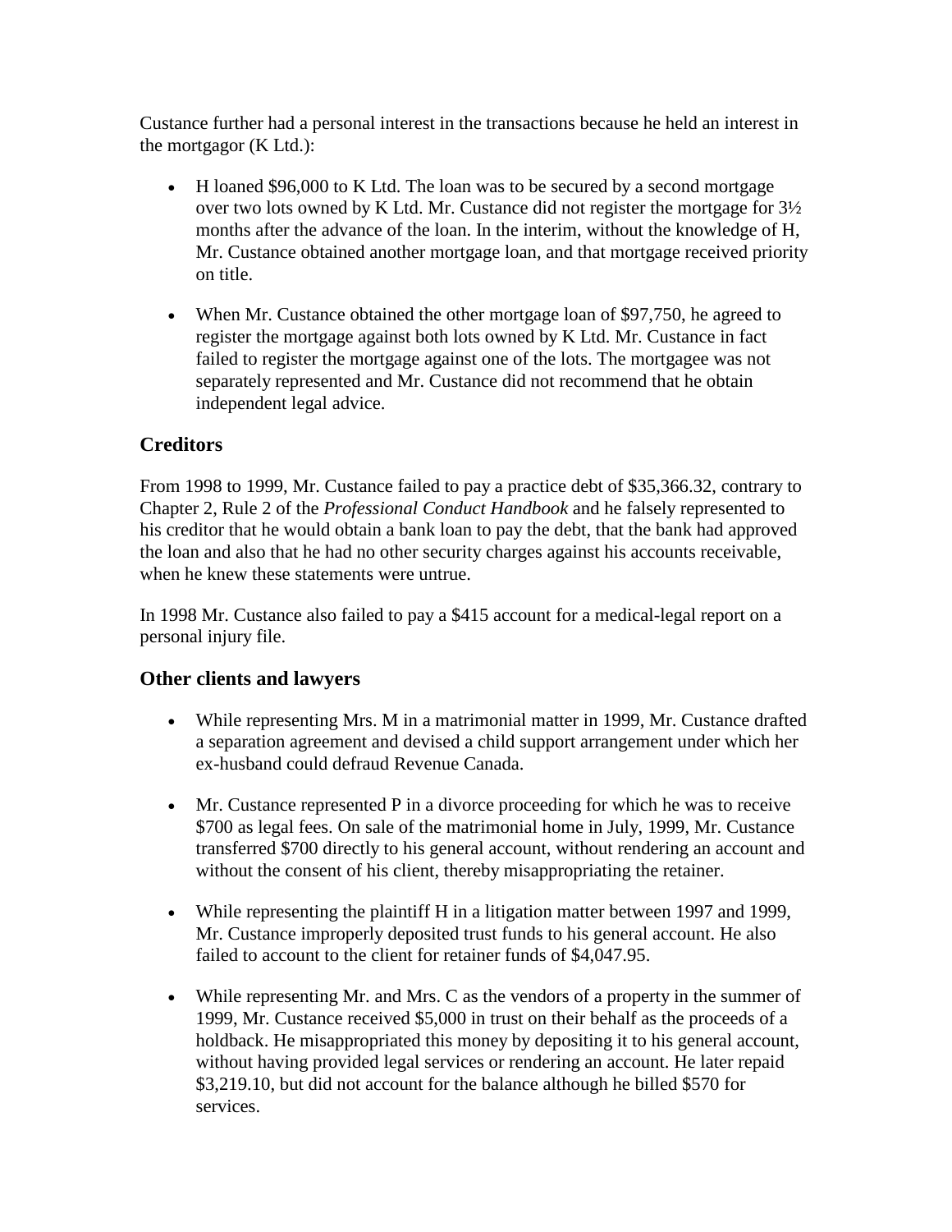Custance further had a personal interest in the transactions because he held an interest in the mortgagor (K Ltd.):

- H loaned $96,000 to K Ltd. The loan was to be secured by a second mortgage over two lots owned by K Ltd. Mr. Custance did not register the mortgage for 3½ months after the advance of the loan. In the interim, without the knowledge of H, Mr. Custance obtained another mortgage loan, and that mortgage received priority on title.

- When Mr. Custance obtained the other mortgage loan of $97,750, he agreed to register the mortgage against both lots owned by K Ltd. Mr. Custance in fact failed to register the mortgage against one of the lots. The mortgagee was not separately represented and Mr. Custance did not recommend that he obtain independent legal advice.

### Creditors

From 1998 to 1999, Mr. Custance failed to pay a practice debt of $35,366.32, contrary to Chapter 2, Rule 2 of the *Professional Conduct Handbook* and he falsely represented to his creditor that he would obtain a bank loan to pay the debt, that the bank had approved the loan and also that he had no other security charges against his accounts receivable, when he knew these statements were untrue.

In 1998 Mr. Custance also failed to pay a $415 account for a medical-legal report on a personal injury file.

### Other clients and lawyers

- While representing Mrs. M in a matrimonial matter in 1999, Mr. Custance drafted a separation agreement and devised a child support arrangement under which her ex-husband could defraud Revenue Canada.

- Mr. Custance represented P in a divorce proceeding for which he was to receive $700 as legal fees. On sale of the matrimonial home in July, 1999, Mr. Custance transferred $700 directly to his general account, without rendering an account and without the consent of his client, thereby misappropriating the retainer.

- While representing the plaintiff H in a litigation matter between 1997 and 1999, Mr. Custance improperly deposited trust funds to his general account. He also failed to account to the client for retainer funds of $4,047.95.

- While representing Mr. and Mrs. C as the vendors of a property in the summer of 1999, Mr. Custance received $5,000 in trust on their behalf as the proceeds of a holdback. He misappropriated this money by depositing it to his general account, without having provided legal services or rendering an account. He later repaid $3,219.10, but did not account for the balance although he billed $570 for services.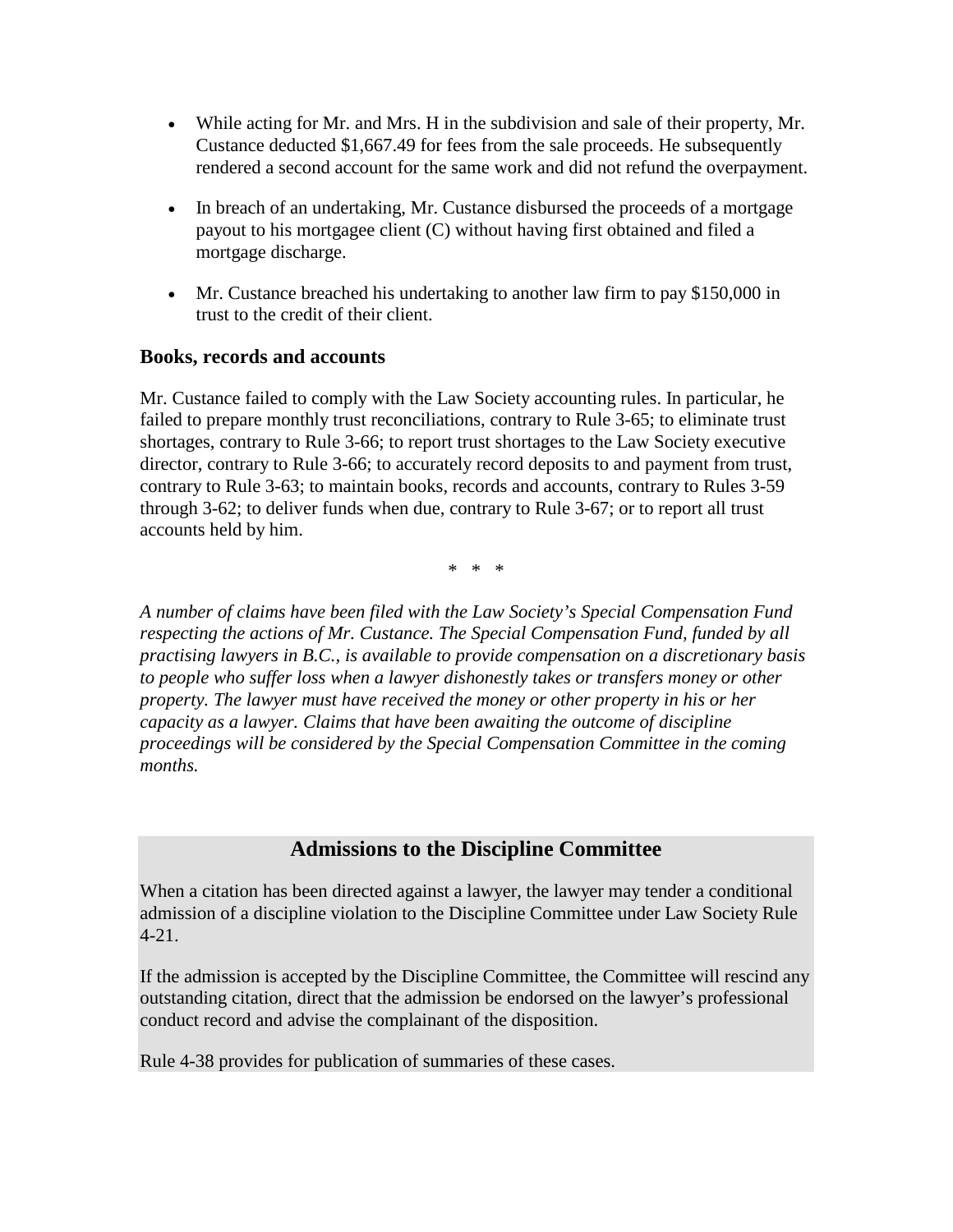- While acting for Mr. and Mrs. H in the subdivision and sale of their property, Mr. Custance deducted $1,667.49 for fees from the sale proceeds. He subsequently rendered a second account for the same work and did not refund the overpayment.

- In breach of an undertaking, Mr. Custance disbursed the proceeds of a mortgage payout to his mortgagee client (C) without having first obtained and filed a mortgage discharge.

- Mr. Custance breached his undertaking to another law firm to pay $150,000 in trust to the credit of their client.

### Books, records and accounts

Mr. Custance failed to comply with the Law Society accounting rules. In particular, he failed to prepare monthly trust reconciliations, contrary to Rule 3-65; to eliminate trust shortages, contrary to Rule 3-66; to report trust shortages to the Law Society executive director, contrary to Rule 3-66; to accurately record deposits to and payment from trust, contrary to Rule 3-63; to maintain books, records and accounts, contrary to Rules 3-59 through 3-62; to deliver funds when due, contrary to Rule 3-67; or to report all trust accounts held by him.

\* \* \*

*A number of claims have been filed with the Law Society's Special Compensation Fund respecting the actions of Mr. Custance. The Special Compensation Fund, funded by all practising lawyers in B.C., is available to provide compensation on a discretionary basis to people who suffer loss when a lawyer dishonestly takes or transfers money or other property. The lawyer must have received the money or other property in his or her capacity as a lawyer. Claims that have been awaiting the outcome of discipline proceedings will be considered by the Special Compensation Committee in the coming months.*

## Admissions to the Discipline Committee

When a citation has been directed against a lawyer, the lawyer may tender a conditional admission of a discipline violation to the Discipline Committee under Law Society Rule 4-21.

If the admission is accepted by the Discipline Committee, the Committee will rescind any outstanding citation, direct that the admission be endorsed on the lawyer's professional conduct record and advise the complainant of the disposition.

Rule 4-38 provides for publication of summaries of these cases.